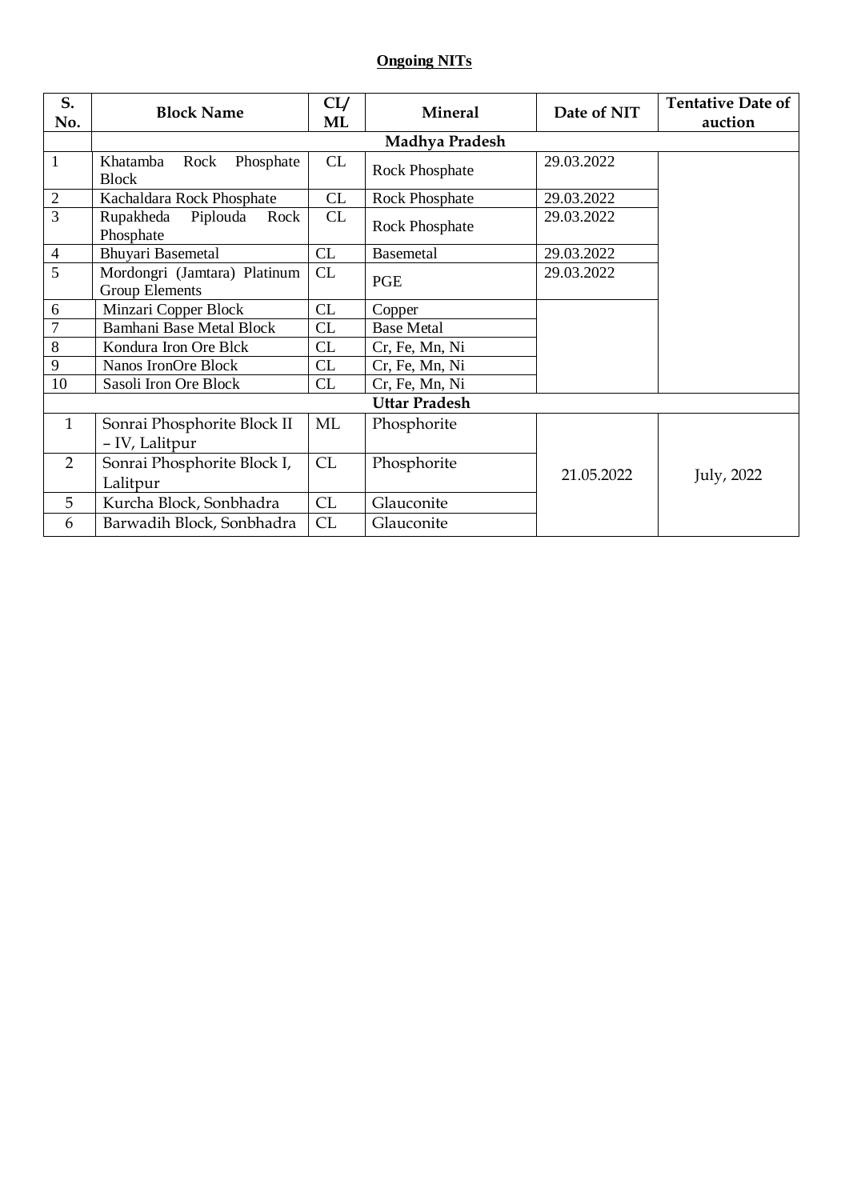**Ongoing NITs**

| S. No. | Block Name | CL/ ML | Mineral | Date of NIT | Tentative Date of auction |
|---|---|---|---|---|---|
| | **Madhya Pradesh** | | | | |
| 1 | Khatamba Rock Phosphate Block | CL | Rock Phosphate | 29.03.2022 | |
| 2 | Kachaldara Rock Phosphate | CL | Rock Phosphate | 29.03.2022 | |
| 3 | Rupakheda Piplouda Rock Phosphate | CL | Rock Phosphate | 29.03.2022 | |
| 4 | Bhuyari Basemetal | CL | Basemetal | 29.03.2022 | |
| 5 | Mordongri (Jamtara) Platinum Group Elements | CL | PGE | 29.03.2022 | |
| 6 | Minzari Copper Block | CL | Copper | | |
| 7 | Bamhani Base Metal Block | CL | Base Metal | | |
| 8 | Kondura Iron Ore Blck | CL | Cr, Fe, Mn, Ni | | |
| 9 | Nanos IronOre Block | CL | Cr, Fe, Mn, Ni | | |
| 10 | Sasoli Iron Ore Block | CL | Cr, Fe, Mn, Ni | | |
| | **Uttar Pradesh** | | | | |
| 1 | Sonrai Phosphorite Block II – IV, Lalitpur | ML | Phosphorite | 21.05.2022 | July, 2022 |
| 2 | Sonrai Phosphorite Block I, Lalitpur | CL | Phosphorite | | |
| 5 | Kurcha Block, Sonbhadra | CL | Glauconite | | |
| 6 | Barwadih Block, Sonbhadra | CL | Glauconite | | |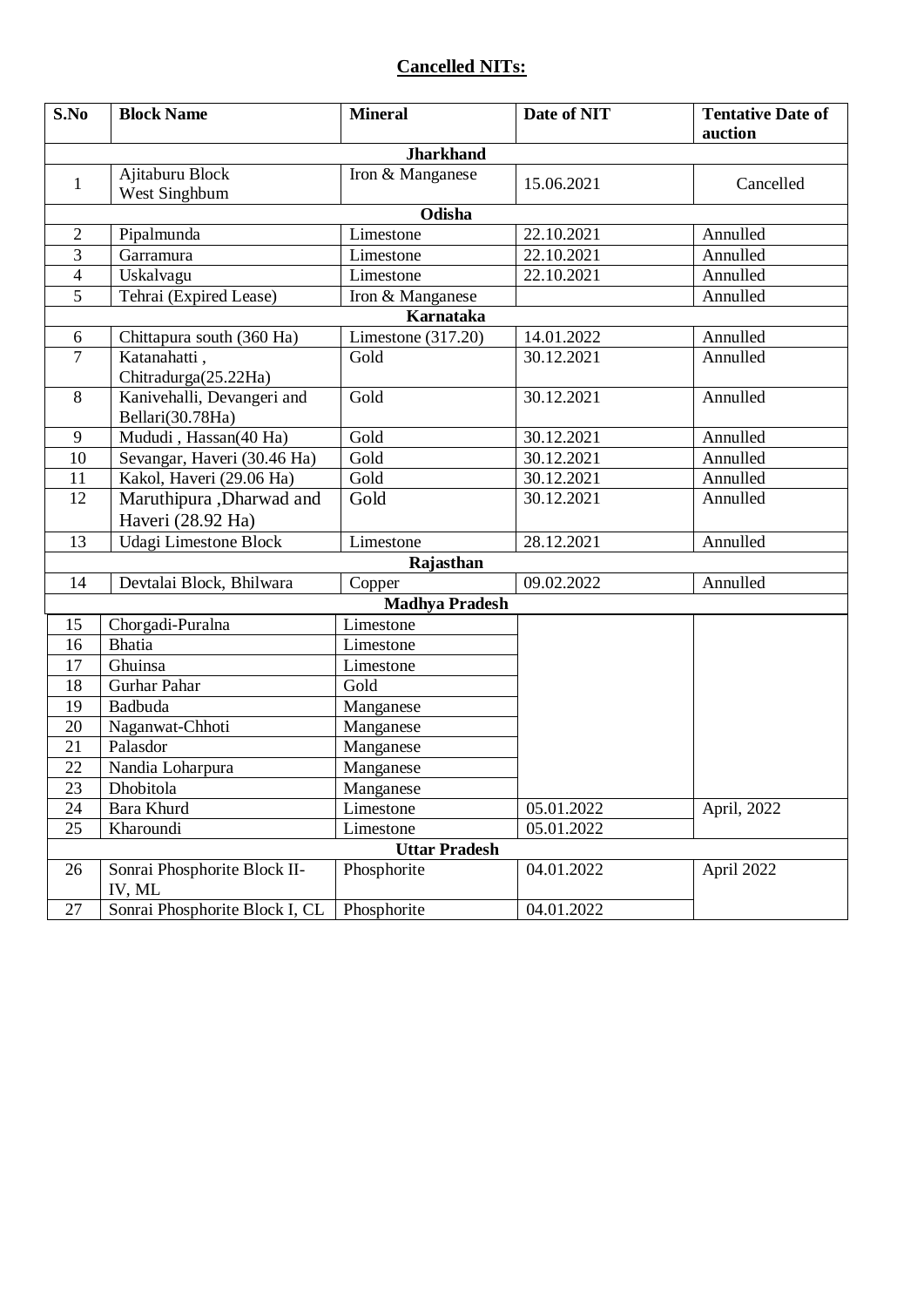## Cancelled NITs:

| S.No | Block Name | Mineral | Date of NIT | Tentative Date of auction |
|---|---|---|---|---|
| **Jharkhand** | | | | |
| 1 | Ajitaburu Block West Singhbum | Iron & Manganese | 15.06.2021 | Cancelled |
| **Odisha** | | | | |
| 2 | Pipalmunda | Limestone | 22.10.2021 | Annulled |
| 3 | Garramura | Limestone | 22.10.2021 | Annulled |
| 4 | Uskalvagu | Limestone | 22.10.2021 | Annulled |
| 5 | Tehrai (Expired Lease) | Iron & Manganese | | Annulled |
| **Karnataka** | | | | |
| 6 | Chittapura south (360 Ha) | Limestone (317.20) | 14.01.2022 | Annulled |
| 7 | Katanahatti , Chitradurga(25.22Ha) | Gold | 30.12.2021 | Annulled |
| 8 | Kanivehalli, Devangeri and Bellari(30.78Ha) | Gold | 30.12.2021 | Annulled |
| 9 | Mududi , Hassan(40 Ha) | Gold | 30.12.2021 | Annulled |
| 10 | Sevangar, Haveri (30.46 Ha) | Gold | 30.12.2021 | Annulled |
| 11 | Kakol, Haveri (29.06 Ha) | Gold | 30.12.2021 | Annulled |
| 12 | Maruthipura ,Dharwad and Haveri (28.92 Ha) | Gold | 30.12.2021 | Annulled |
| 13 | Udagi Limestone Block | Limestone | 28.12.2021 | Annulled |
| **Rajasthan** | | | | |
| 14 | Devtalai Block, Bhilwara | Copper | 09.02.2022 | Annulled |
| **Madhya Pradesh** | | | | |
| 15 | Chorgadi-Puralna | Limestone | | |
| 16 | Bhatia | Limestone | | |
| 17 | Ghuinsa | Limestone | | |
| 18 | Gurhar Pahar | Gold | | |
| 19 | Badbuda | Manganese | | |
| 20 | Naganwat-Chhoti | Manganese | | |
| 21 | Palasdor | Manganese | | |
| 22 | Nandia Loharpura | Manganese | | |
| 23 | Dhobitola | Manganese | | |
| 24 | Bara Khurd | Limestone | 05.01.2022 | April, 2022 |
| 25 | Kharoundi | Limestone | 05.01.2022 | |
| **Uttar Pradesh** | | | | |
| 26 | Sonrai Phosphorite Block II-IV, ML | Phosphorite | 04.01.2022 | April 2022 |
| 27 | Sonrai Phosphorite Block I, CL | Phosphorite | 04.01.2022 | |